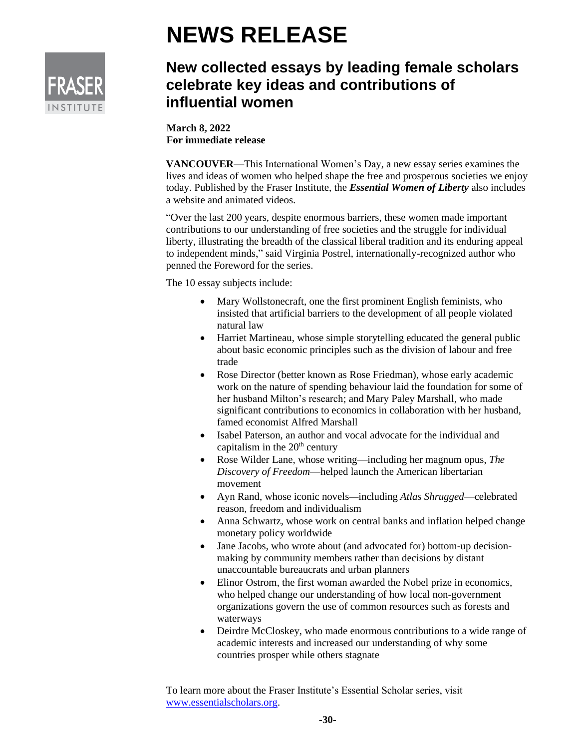# NEWS RELEASE

## New collected essays by leading female scholars celebrate key ideas and contributions of influential women

**March 8, 2022**
**For immediate release**

**VANCOUVER**—This International Women's Day, a new essay series examines the lives and ideas of women who helped shape the free and prosperous societies we enjoy today. Published by the Fraser Institute, the ***Essential Women of Liberty*** also includes a website and animated videos.

"Over the last 200 years, despite enormous barriers, these women made important contributions to our understanding of free societies and the struggle for individual liberty, illustrating the breadth of the classical liberal tradition and its enduring appeal to independent minds," said Virginia Postrel, internationally-recognized author who penned the Foreword for the series.

The 10 essay subjects include:

- Mary Wollstonecraft, one the first prominent English feminists, who insisted that artificial barriers to the development of all people violated natural law
- Harriet Martineau, whose simple storytelling educated the general public about basic economic principles such as the division of labour and free trade
- Rose Director (better known as Rose Friedman), whose early academic work on the nature of spending behaviour laid the foundation for some of her husband Milton's research; and Mary Paley Marshall, who made significant contributions to economics in collaboration with her husband, famed economist Alfred Marshall
- Isabel Paterson, an author and vocal advocate for the individual and capitalism in the 20th century
- Rose Wilder Lane, whose writing—including her magnum opus, *The Discovery of Freedom*—helped launch the American libertarian movement
- Ayn Rand, whose iconic novels—including *Atlas Shrugged*—celebrated reason, freedom and individualism
- Anna Schwartz, whose work on central banks and inflation helped change monetary policy worldwide
- Jane Jacobs, who wrote about (and advocated for) bottom-up decision-making by community members rather than decisions by distant unaccountable bureaucrats and urban planners
- Elinor Ostrom, the first woman awarded the Nobel prize in economics, who helped change our understanding of how local non-government organizations govern the use of common resources such as forests and waterways
- Deirdre McCloskey, who made enormous contributions to a wide range of academic interests and increased our understanding of why some countries prosper while others stagnate

To learn more about the Fraser Institute's Essential Scholar series, visit [www.essentialscholars.org](http://www.essentialscholars.org).

-30-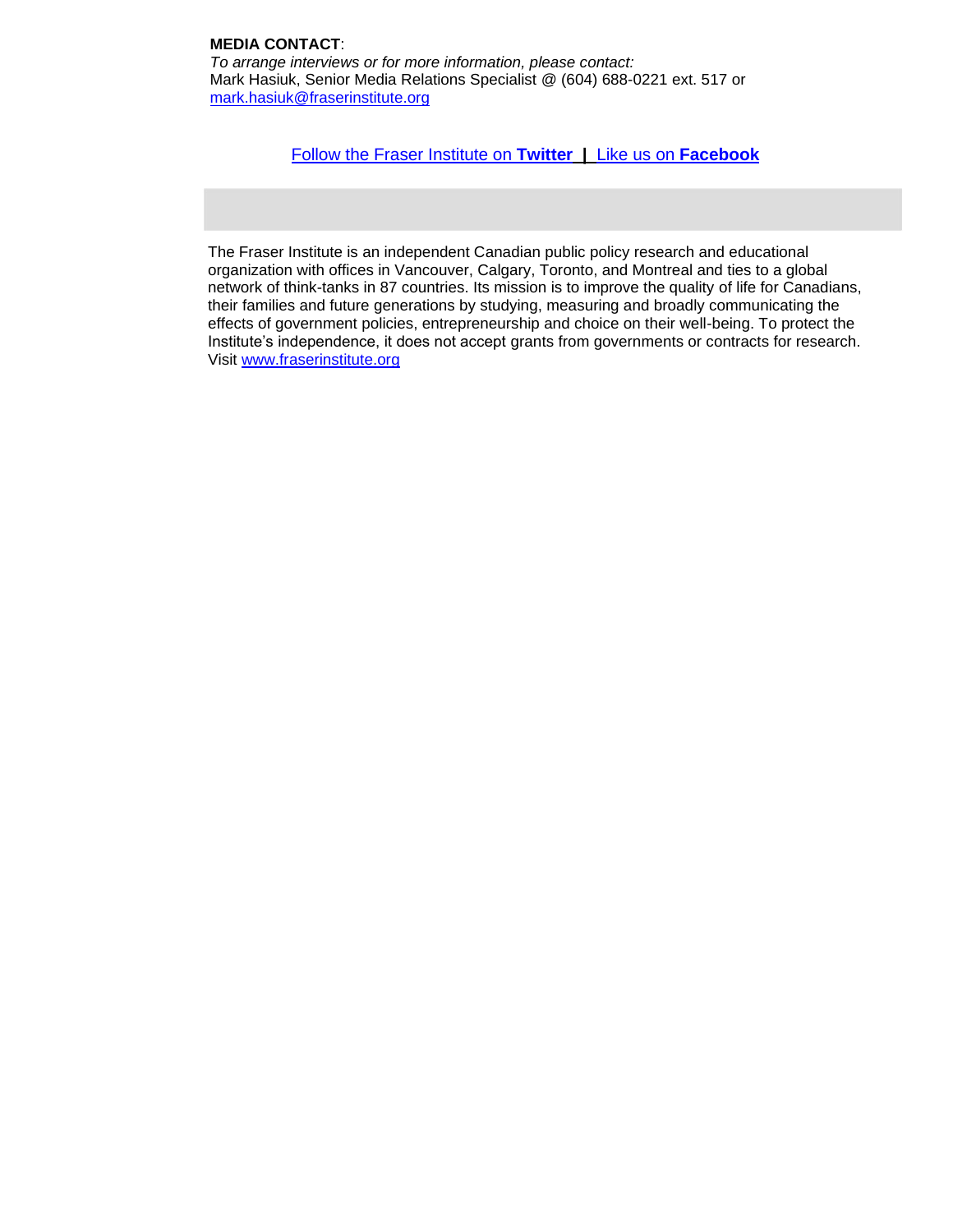**MEDIA CONTACT**:
*To arrange interviews or for more information, please contact:*
Mark Hasiuk, Senior Media Relations Specialist @ (604) 688-0221 ext. 517 or
mark.hasiuk@fraserinstitute.org

Follow the Fraser Institute on **Twitter** | Like us on **Facebook**

The Fraser Institute is an independent Canadian public policy research and educational organization with offices in Vancouver, Calgary, Toronto, and Montreal and ties to a global network of think-tanks in 87 countries. Its mission is to improve the quality of life for Canadians, their families and future generations by studying, measuring and broadly communicating the effects of government policies, entrepreneurship and choice on their well-being. To protect the Institute's independence, it does not accept grants from governments or contracts for research. Visit www.fraserinstitute.org